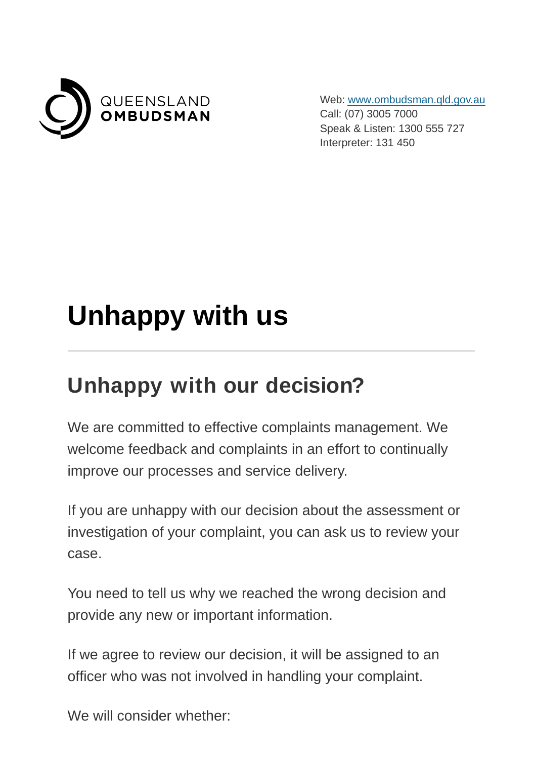QUEENSLAND OMBUDSMAN

Web: [www.ombudsman.qld.gov.au](http://www.ombudsman.qld.gov.au)
Call: (07) 3005 7000
Speak & Listen: 1300 555 727
Interpreter: 131 450

# Unhappy with us

## Unhappy with our decision?

We are committed to effective complaints management. We welcome feedback and complaints in an effort to continually improve our processes and service delivery.

If you are unhappy with our decision about the assessment or investigation of your complaint, you can ask us to review your case.

You need to tell us why we reached the wrong decision and provide any new or important information.

If we agree to review our decision, it will be assigned to an officer who was not involved in handling your complaint.

We will consider whether: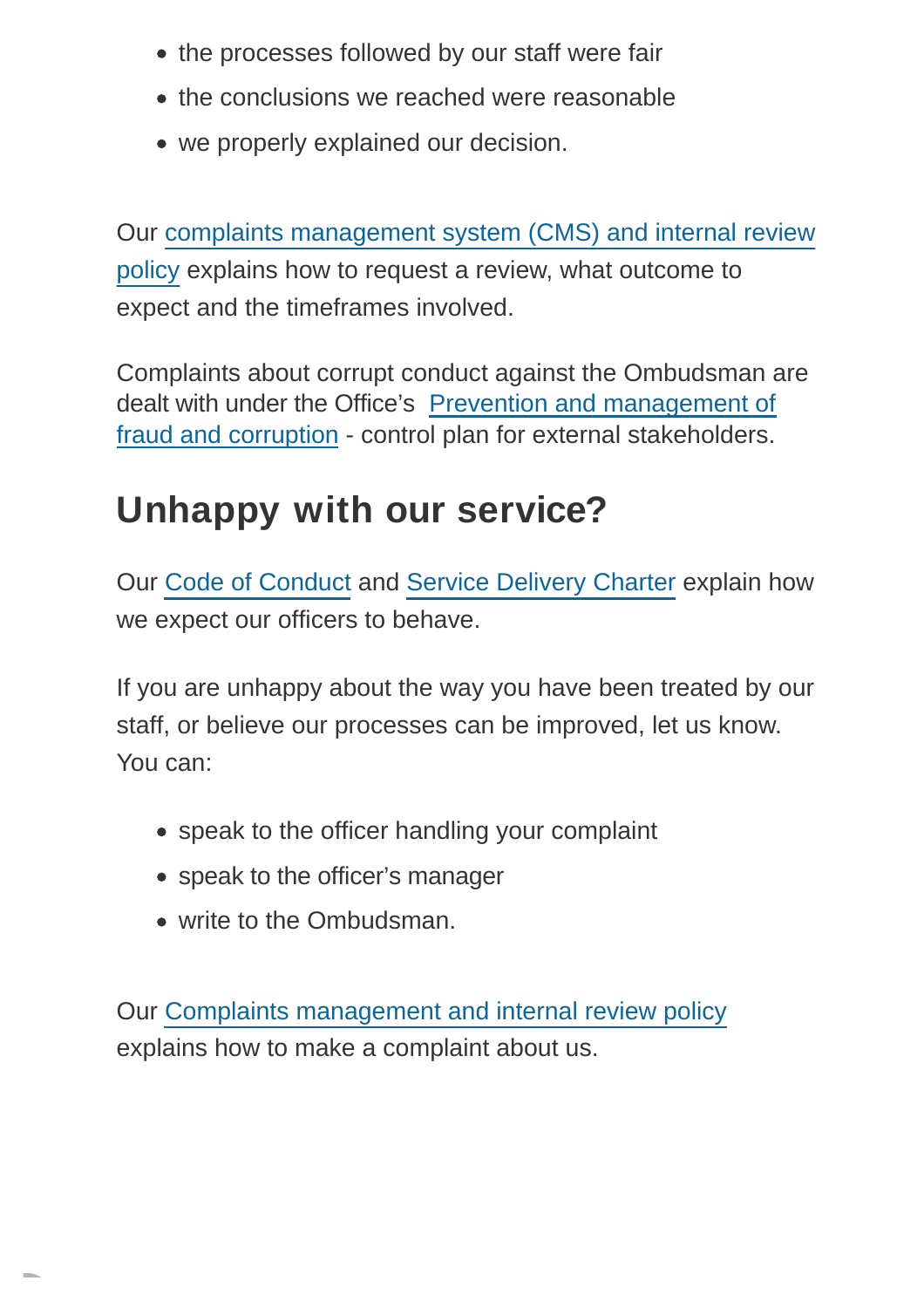- the processes followed by our staff were fair
- the conclusions we reached were reasonable
- we properly explained our decision.

Our complaints management system (CMS) and internal review policy explains how to request a review, what outcome to expect and the timeframes involved.

Complaints about corrupt conduct against the Ombudsman are dealt with under the Office's Prevention and management of fraud and corruption - control plan for external stakeholders.

## Unhappy with our service?

Our Code of Conduct and Service Delivery Charter explain how we expect our officers to behave.

If you are unhappy about the way you have been treated by our staff, or believe our processes can be improved, let us know. You can:

- speak to the officer handling your complaint
- speak to the officer's manager
- write to the Ombudsman.

Our Complaints management and internal review policy explains how to make a complaint about us.